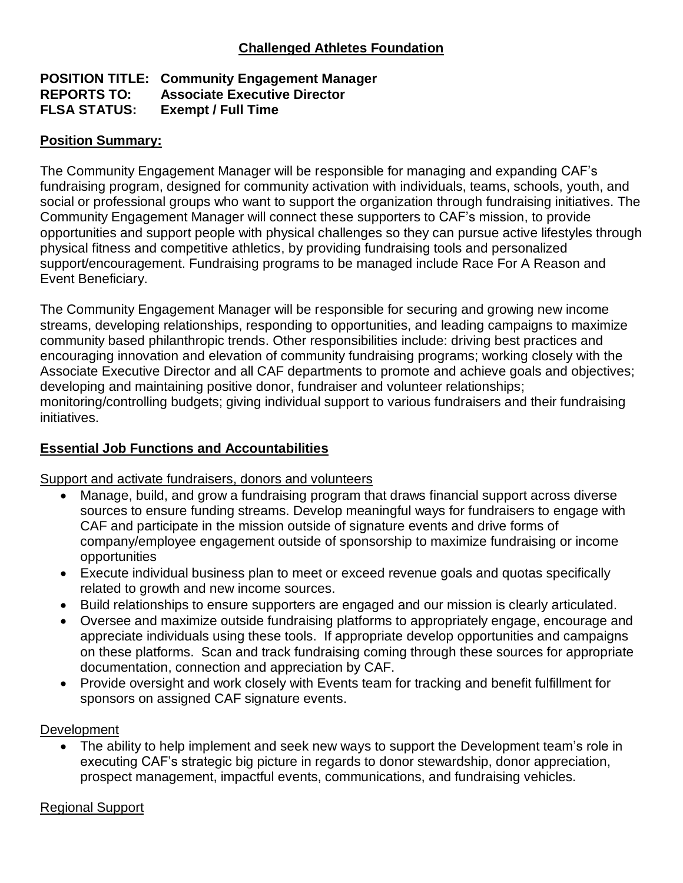# Challenged Athletes Foundation

**POSITION TITLE: Community Engagement Manager**
**REPORTS TO: Associate Executive Director**
**FLSA STATUS: Exempt / Full Time**

## Position Summary:

The Community Engagement Manager will be responsible for managing and expanding CAF's fundraising program, designed for community activation with individuals, teams, schools, youth, and social or professional groups who want to support the organization through fundraising initiatives. The Community Engagement Manager will connect these supporters to CAF's mission, to provide opportunities and support people with physical challenges so they can pursue active lifestyles through physical fitness and competitive athletics, by providing fundraising tools and personalized support/encouragement. Fundraising programs to be managed include Race For A Reason and Event Beneficiary.

The Community Engagement Manager will be responsible for securing and growing new income streams, developing relationships, responding to opportunities, and leading campaigns to maximize community based philanthropic trends. Other responsibilities include: driving best practices and encouraging innovation and elevation of community fundraising programs; working closely with the Associate Executive Director and all CAF departments to promote and achieve goals and objectives; developing and maintaining positive donor, fundraiser and volunteer relationships; monitoring/controlling budgets; giving individual support to various fundraisers and their fundraising initiatives.

## Essential Job Functions and Accountabilities

### Support and activate fundraisers, donors and volunteers

- Manage, build, and grow a fundraising program that draws financial support across diverse sources to ensure funding streams. Develop meaningful ways for fundraisers to engage with CAF and participate in the mission outside of signature events and drive forms of company/employee engagement outside of sponsorship to maximize fundraising or income opportunities
- Execute individual business plan to meet or exceed revenue goals and quotas specifically related to growth and new income sources.
- Build relationships to ensure supporters are engaged and our mission is clearly articulated.
- Oversee and maximize outside fundraising platforms to appropriately engage, encourage and appreciate individuals using these tools. If appropriate develop opportunities and campaigns on these platforms. Scan and track fundraising coming through these sources for appropriate documentation, connection and appreciation by CAF.
- Provide oversight and work closely with Events team for tracking and benefit fulfillment for sponsors on assigned CAF signature events.

### Development

- The ability to help implement and seek new ways to support the Development team's role in executing CAF's strategic big picture in regards to donor stewardship, donor appreciation, prospect management, impactful events, communications, and fundraising vehicles.

### Regional Support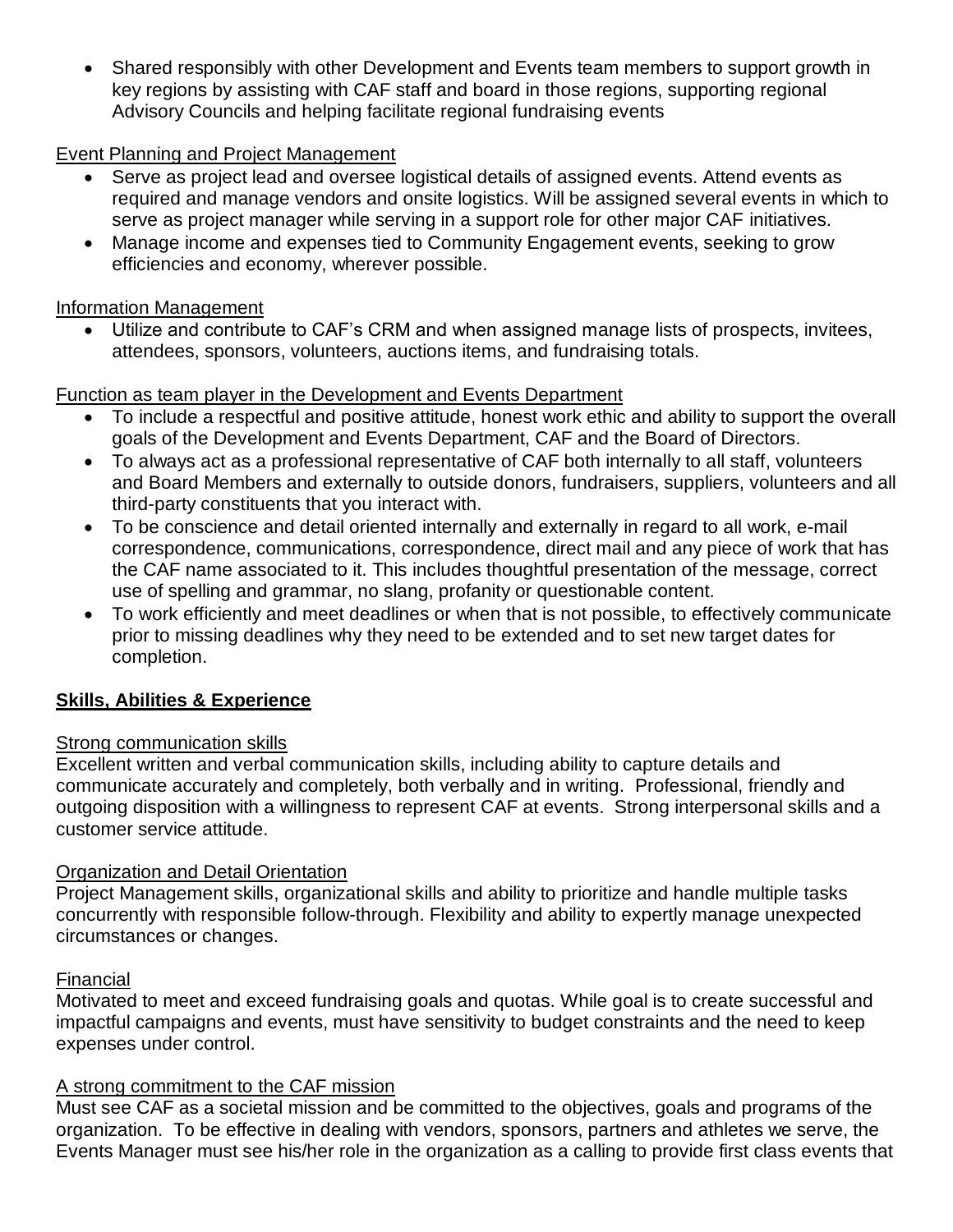- Shared responsibly with other Development and Events team members to support growth in key regions by assisting with CAF staff and board in those regions, supporting regional Advisory Councils and helping facilitate regional fundraising events

<u>Event Planning and Project Management</u>

- Serve as project lead and oversee logistical details of assigned events. Attend events as required and manage vendors and onsite logistics. Will be assigned several events in which to serve as project manager while serving in a support role for other major CAF initiatives.
- Manage income and expenses tied to Community Engagement events, seeking to grow efficiencies and economy, wherever possible.

<u>Information Management</u>

- Utilize and contribute to CAF's CRM and when assigned manage lists of prospects, invitees, attendees, sponsors, volunteers, auctions items, and fundraising totals.

<u>Function as team player in the Development and Events Department</u>

- To include a respectful and positive attitude, honest work ethic and ability to support the overall goals of the Development and Events Department, CAF and the Board of Directors.
- To always act as a professional representative of CAF both internally to all staff, volunteers and Board Members and externally to outside donors, fundraisers, suppliers, volunteers and all third-party constituents that you interact with.
- To be conscience and detail oriented internally and externally in regard to all work, e-mail correspondence, communications, correspondence, direct mail and any piece of work that has the CAF name associated to it. This includes thoughtful presentation of the message, correct use of spelling and grammar, no slang, profanity or questionable content.
- To work efficiently and meet deadlines or when that is not possible, to effectively communicate prior to missing deadlines why they need to be extended and to set new target dates for completion.

## **<u>Skills, Abilities & Experience</u>**

<u>Strong communication skills</u>

Excellent written and verbal communication skills, including ability to capture details and communicate accurately and completely, both verbally and in writing. Professional, friendly and outgoing disposition with a willingness to represent CAF at events. Strong interpersonal skills and a customer service attitude.

<u>Organization and Detail Orientation</u>

Project Management skills, organizational skills and ability to prioritize and handle multiple tasks concurrently with responsible follow-through. Flexibility and ability to expertly manage unexpected circumstances or changes.

<u>Financial</u>

Motivated to meet and exceed fundraising goals and quotas. While goal is to create successful and impactful campaigns and events, must have sensitivity to budget constraints and the need to keep expenses under control.

<u>A strong commitment to the CAF mission</u>

Must see CAF as a societal mission and be committed to the objectives, goals and programs of the organization. To be effective in dealing with vendors, sponsors, partners and athletes we serve, the Events Manager must see his/her role in the organization as a calling to provide first class events that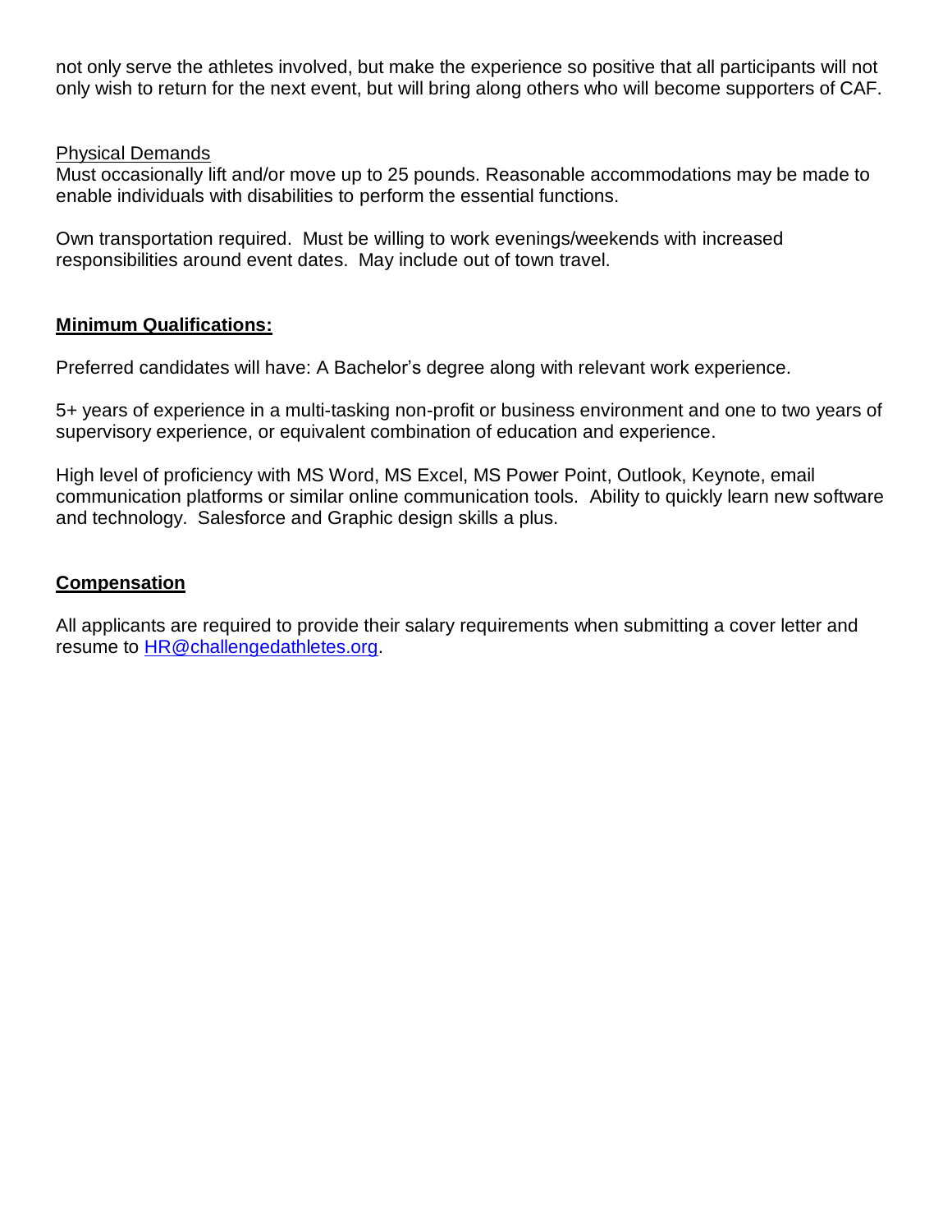not only serve the athletes involved, but make the experience so positive that all participants will not only wish to return for the next event, but will bring along others who will become supporters of CAF.

Physical Demands
Must occasionally lift and/or move up to 25 pounds. Reasonable accommodations may be made to enable individuals with disabilities to perform the essential functions.

Own transportation required. Must be willing to work evenings/weekends with increased responsibilities around event dates. May include out of town travel.

## Minimum Qualifications:

Preferred candidates will have: A Bachelor's degree along with relevant work experience.

5+ years of experience in a multi-tasking non-profit or business environment and one to two years of supervisory experience, or equivalent combination of education and experience.

High level of proficiency with MS Word, MS Excel, MS Power Point, Outlook, Keynote, email communication platforms or similar online communication tools. Ability to quickly learn new software and technology. Salesforce and Graphic design skills a plus.

## Compensation

All applicants are required to provide their salary requirements when submitting a cover letter and resume to HR@challengedathletes.org.